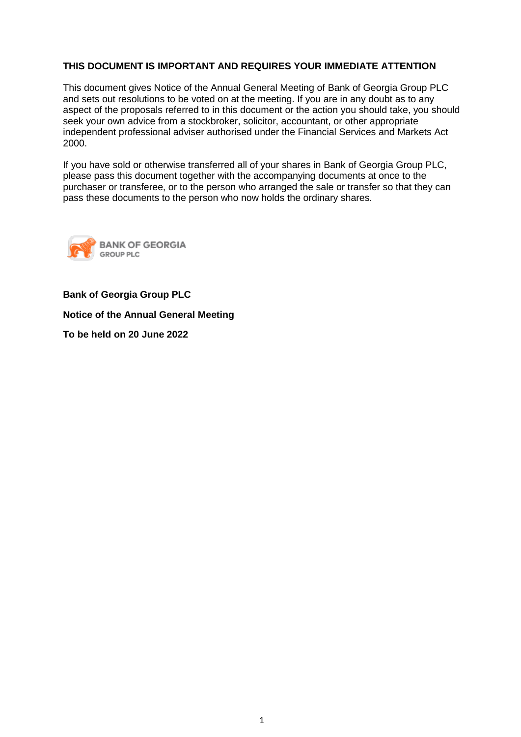**THIS DOCUMENT IS IMPORTANT AND REQUIRES YOUR IMMEDIATE ATTENTION**

This document gives Notice of the Annual General Meeting of Bank of Georgia Group PLC and sets out resolutions to be voted on at the meeting. If you are in any doubt as to any aspect of the proposals referred to in this document or the action you should take, you should seek your own advice from a stockbroker, solicitor, accountant, or other appropriate independent professional adviser authorised under the Financial Services and Markets Act 2000.

If you have sold or otherwise transferred all of your shares in Bank of Georgia Group PLC, please pass this document together with the accompanying documents at once to the purchaser or transferee, or to the person who arranged the sale or transfer so that they can pass these documents to the person who now holds the ordinary shares.

BANK OF GEORGIA
GROUP PLC

**Bank of Georgia Group PLC**

**Notice of the Annual General Meeting**

**To be held on 20 June 2022**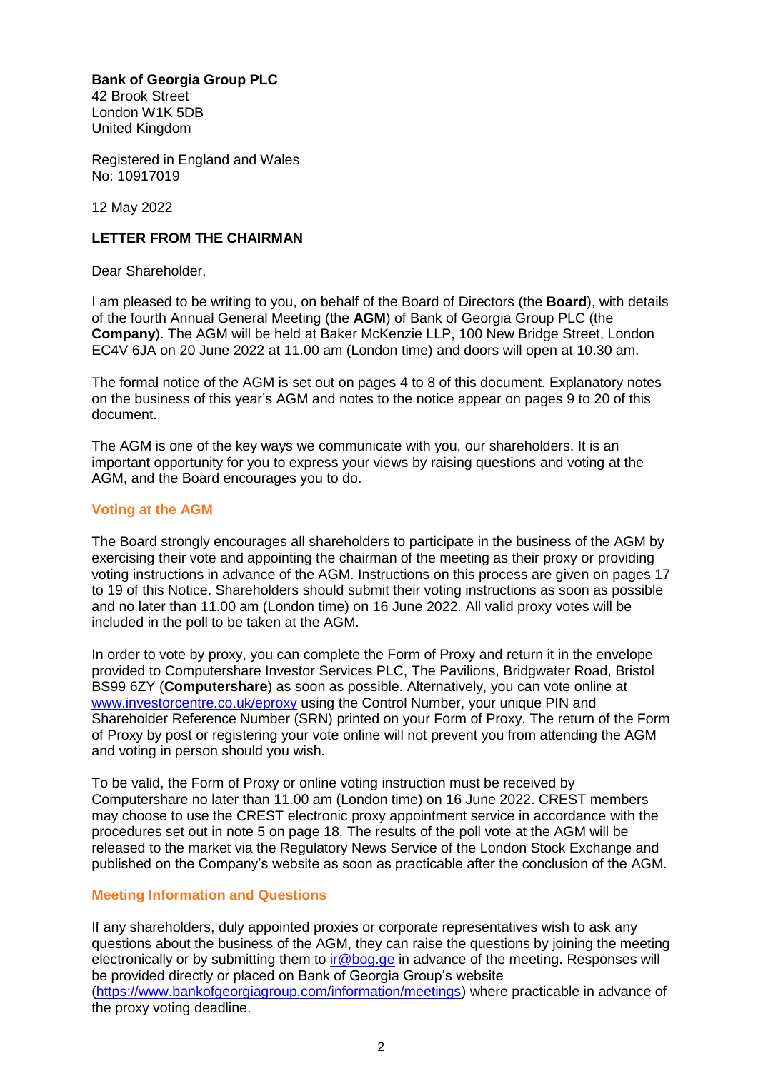**Bank of Georgia Group PLC**
42 Brook Street
London W1K 5DB
United Kingdom

Registered in England and Wales
No: 10917019

12 May 2022

**LETTER FROM THE CHAIRMAN**

Dear Shareholder,

I am pleased to be writing to you, on behalf of the Board of Directors (the **Board**), with details of the fourth Annual General Meeting (the **AGM**) of Bank of Georgia Group PLC (the **Company**). The AGM will be held at Baker McKenzie LLP, 100 New Bridge Street, London EC4V 6JA on 20 June 2022 at 11.00 am (London time) and doors will open at 10.30 am.

The formal notice of the AGM is set out on pages 4 to 8 of this document. Explanatory notes on the business of this year's AGM and notes to the notice appear on pages 9 to 20 of this document.

The AGM is one of the key ways we communicate with you, our shareholders. It is an important opportunity for you to express your views by raising questions and voting at the AGM, and the Board encourages you to do.

## Voting at the AGM

The Board strongly encourages all shareholders to participate in the business of the AGM by exercising their vote and appointing the chairman of the meeting as their proxy or providing voting instructions in advance of the AGM. Instructions on this process are given on pages 17 to 19 of this Notice. Shareholders should submit their voting instructions as soon as possible and no later than 11.00 am (London time) on 16 June 2022. All valid proxy votes will be included in the poll to be taken at the AGM.

In order to vote by proxy, you can complete the Form of Proxy and return it in the envelope provided to Computershare Investor Services PLC, The Pavilions, Bridgwater Road, Bristol BS99 6ZY (**Computershare**) as soon as possible. Alternatively, you can vote online at [www.investorcentre.co.uk/eproxy](www.investorcentre.co.uk/eproxy) using the Control Number, your unique PIN and Shareholder Reference Number (SRN) printed on your Form of Proxy. The return of the Form of Proxy by post or registering your vote online will not prevent you from attending the AGM and voting in person should you wish.

To be valid, the Form of Proxy or online voting instruction must be received by Computershare no later than 11.00 am (London time) on 16 June 2022. CREST members may choose to use the CREST electronic proxy appointment service in accordance with the procedures set out in note 5 on page 18. The results of the poll vote at the AGM will be released to the market via the Regulatory News Service of the London Stock Exchange and published on the Company's website as soon as practicable after the conclusion of the AGM.

## Meeting Information and Questions

If any shareholders, duly appointed proxies or corporate representatives wish to ask any questions about the business of the AGM, they can raise the questions by joining the meeting electronically or by submitting them to [ir@bog.ge](mailto:ir@bog.ge) in advance of the meeting. Responses will be provided directly or placed on Bank of Georgia Group's website ([https://www.bankofgeorgiagroup.com/information/meetings](https://www.bankofgeorgiagroup.com/information/meetings)) where practicable in advance of the proxy voting deadline.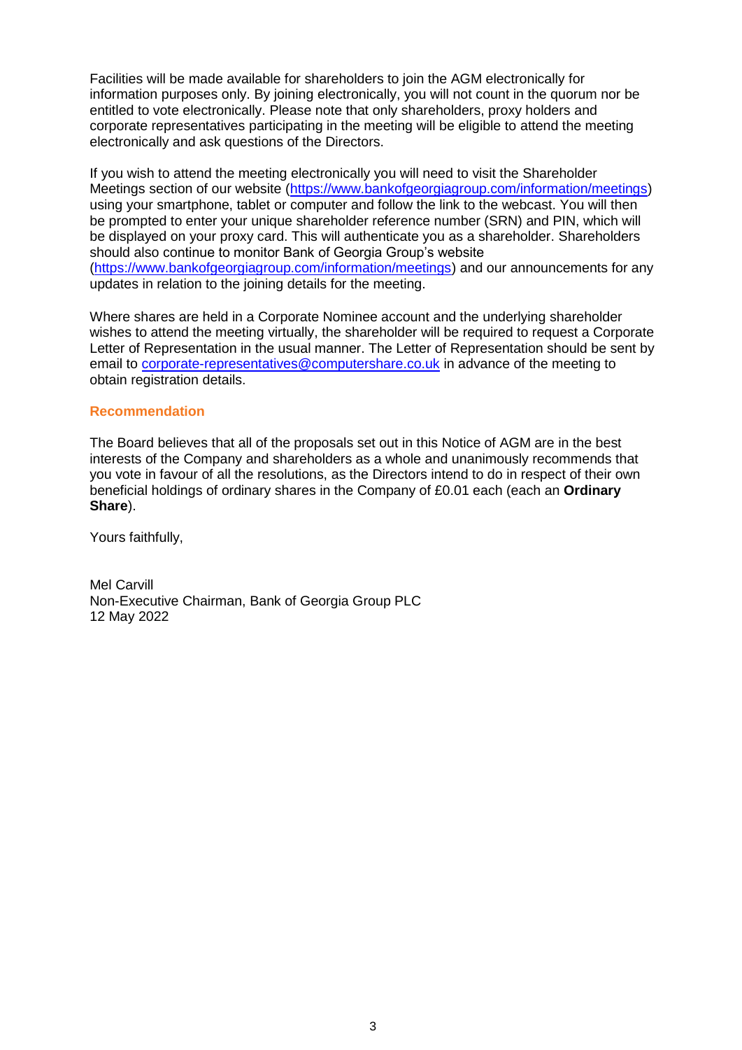Facilities will be made available for shareholders to join the AGM electronically for information purposes only. By joining electronically, you will not count in the quorum nor be entitled to vote electronically. Please note that only shareholders, proxy holders and corporate representatives participating in the meeting will be eligible to attend the meeting electronically and ask questions of the Directors.

If you wish to attend the meeting electronically you will need to visit the Shareholder Meetings section of our website (https://www.bankofgeorgiagroup.com/information/meetings) using your smartphone, tablet or computer and follow the link to the webcast. You will then be prompted to enter your unique shareholder reference number (SRN) and PIN, which will be displayed on your proxy card. This will authenticate you as a shareholder. Shareholders should also continue to monitor Bank of Georgia Group's website (https://www.bankofgeorgiagroup.com/information/meetings) and our announcements for any updates in relation to the joining details for the meeting.

Where shares are held in a Corporate Nominee account and the underlying shareholder wishes to attend the meeting virtually, the shareholder will be required to request a Corporate Letter of Representation in the usual manner. The Letter of Representation should be sent by email to corporate-representatives@computershare.co.uk in advance of the meeting to obtain registration details.

## Recommendation

The Board believes that all of the proposals set out in this Notice of AGM are in the best interests of the Company and shareholders as a whole and unanimously recommends that you vote in favour of all the resolutions, as the Directors intend to do in respect of their own beneficial holdings of ordinary shares in the Company of £0.01 each (each an **Ordinary Share**).

Yours faithfully,

Mel Carvill
Non-Executive Chairman, Bank of Georgia Group PLC
12 May 2022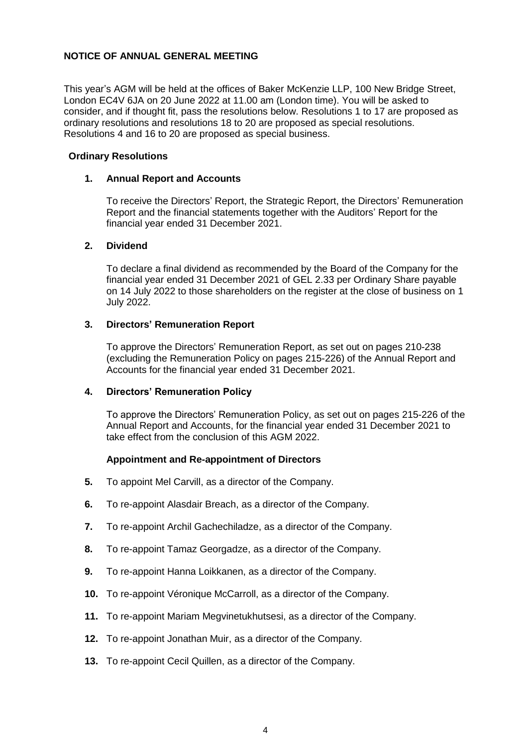# NOTICE OF ANNUAL GENERAL MEETING

This year's AGM will be held at the offices of Baker McKenzie LLP, 100 New Bridge Street, London EC4V 6JA on 20 June 2022 at 11.00 am (London time). You will be asked to consider, and if thought fit, pass the resolutions below. Resolutions 1 to 17 are proposed as ordinary resolutions and resolutions 18 to 20 are proposed as special resolutions. Resolutions 4 and 16 to 20 are proposed as special business.

## Ordinary Resolutions

### 1. Annual Report and Accounts

To receive the Directors' Report, the Strategic Report, the Directors' Remuneration Report and the financial statements together with the Auditors' Report for the financial year ended 31 December 2021.

### 2. Dividend

To declare a final dividend as recommended by the Board of the Company for the financial year ended 31 December 2021 of GEL 2.33 per Ordinary Share payable on 14 July 2022 to those shareholders on the register at the close of business on 1 July 2022.

### 3. Directors' Remuneration Report

To approve the Directors' Remuneration Report, as set out on pages 210-238 (excluding the Remuneration Policy on pages 215-226) of the Annual Report and Accounts for the financial year ended 31 December 2021.

### 4. Directors' Remuneration Policy

To approve the Directors' Remuneration Policy, as set out on pages 215-226 of the Annual Report and Accounts, for the financial year ended 31 December 2021 to take effect from the conclusion of this AGM 2022.

### Appointment and Re-appointment of Directors

**5.** To appoint Mel Carvill, as a director of the Company.

**6.** To re-appoint Alasdair Breach, as a director of the Company.

**7.** To re-appoint Archil Gachechiladze, as a director of the Company.

**8.** To re-appoint Tamaz Georgadze, as a director of the Company.

**9.** To re-appoint Hanna Loikkanen, as a director of the Company.

**10.** To re-appoint Véronique McCarroll, as a director of the Company.

**11.** To re-appoint Mariam Megvinetukhutsesi, as a director of the Company.

**12.** To re-appoint Jonathan Muir, as a director of the Company.

**13.** To re-appoint Cecil Quillen, as a director of the Company.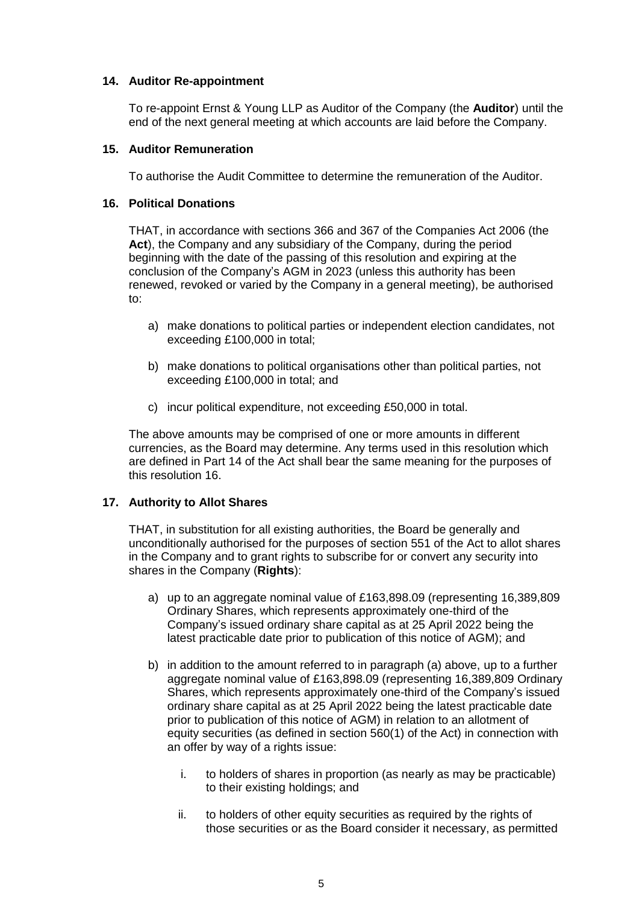### 14. Auditor Re-appointment

To re-appoint Ernst & Young LLP as Auditor of the Company (the **Auditor**) until the end of the next general meeting at which accounts are laid before the Company.

### 15. Auditor Remuneration

To authorise the Audit Committee to determine the remuneration of the Auditor.

### 16. Political Donations

THAT, in accordance with sections 366 and 367 of the Companies Act 2006 (the **Act**), the Company and any subsidiary of the Company, during the period beginning with the date of the passing of this resolution and expiring at the conclusion of the Company's AGM in 2023 (unless this authority has been renewed, revoked or varied by the Company in a general meeting), be authorised to:

a) make donations to political parties or independent election candidates, not exceeding £100,000 in total;

b) make donations to political organisations other than political parties, not exceeding £100,000 in total; and

c) incur political expenditure, not exceeding £50,000 in total.

The above amounts may be comprised of one or more amounts in different currencies, as the Board may determine. Any terms used in this resolution which are defined in Part 14 of the Act shall bear the same meaning for the purposes of this resolution 16.

### 17. Authority to Allot Shares

THAT, in substitution for all existing authorities, the Board be generally and unconditionally authorised for the purposes of section 551 of the Act to allot shares in the Company and to grant rights to subscribe for or convert any security into shares in the Company (**Rights**):

a) up to an aggregate nominal value of £163,898.09 (representing 16,389,809 Ordinary Shares, which represents approximately one-third of the Company's issued ordinary share capital as at 25 April 2022 being the latest practicable date prior to publication of this notice of AGM); and

b) in addition to the amount referred to in paragraph (a) above, up to a further aggregate nominal value of £163,898.09 (representing 16,389,809 Ordinary Shares, which represents approximately one-third of the Company's issued ordinary share capital as at 25 April 2022 being the latest practicable date prior to publication of this notice of AGM) in relation to an allotment of equity securities (as defined in section 560(1) of the Act) in connection with an offer by way of a rights issue:

   i. to holders of shares in proportion (as nearly as may be practicable) to their existing holdings; and

   ii. to holders of other equity securities as required by the rights of those securities or as the Board consider it necessary, as permitted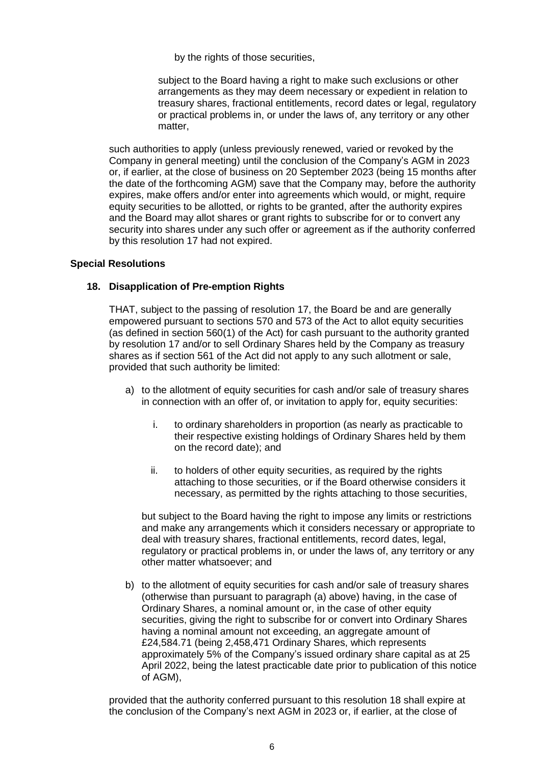by the rights of those securities,

subject to the Board having a right to make such exclusions or other arrangements as they may deem necessary or expedient in relation to treasury shares, fractional entitlements, record dates or legal, regulatory or practical problems in, or under the laws of, any territory or any other matter,

such authorities to apply (unless previously renewed, varied or revoked by the Company in general meeting) until the conclusion of the Company's AGM in 2023 or, if earlier, at the close of business on 20 September 2023 (being 15 months after the date of the forthcoming AGM) save that the Company may, before the authority expires, make offers and/or enter into agreements which would, or might, require equity securities to be allotted, or rights to be granted, after the authority expires and the Board may allot shares or grant rights to subscribe for or to convert any security into shares under any such offer or agreement as if the authority conferred by this resolution 17 had not expired.

**Special Resolutions**

**18. Disapplication of Pre-emption Rights**

THAT, subject to the passing of resolution 17, the Board be and are generally empowered pursuant to sections 570 and 573 of the Act to allot equity securities (as defined in section 560(1) of the Act) for cash pursuant to the authority granted by resolution 17 and/or to sell Ordinary Shares held by the Company as treasury shares as if section 561 of the Act did not apply to any such allotment or sale, provided that such authority be limited:

a) to the allotment of equity securities for cash and/or sale of treasury shares in connection with an offer of, or invitation to apply for, equity securities:

   i. to ordinary shareholders in proportion (as nearly as practicable to their respective existing holdings of Ordinary Shares held by them on the record date); and

   ii. to holders of other equity securities, as required by the rights attaching to those securities, or if the Board otherwise considers it necessary, as permitted by the rights attaching to those securities,

   but subject to the Board having the right to impose any limits or restrictions and make any arrangements which it considers necessary or appropriate to deal with treasury shares, fractional entitlements, record dates, legal, regulatory or practical problems in, or under the laws of, any territory or any other matter whatsoever; and

b) to the allotment of equity securities for cash and/or sale of treasury shares (otherwise than pursuant to paragraph (a) above) having, in the case of Ordinary Shares, a nominal amount or, in the case of other equity securities, giving the right to subscribe for or convert into Ordinary Shares having a nominal amount not exceeding, an aggregate amount of £24,584.71 (being 2,458,471 Ordinary Shares, which represents approximately 5% of the Company's issued ordinary share capital as at 25 April 2022, being the latest practicable date prior to publication of this notice of AGM),

provided that the authority conferred pursuant to this resolution 18 shall expire at the conclusion of the Company's next AGM in 2023 or, if earlier, at the close of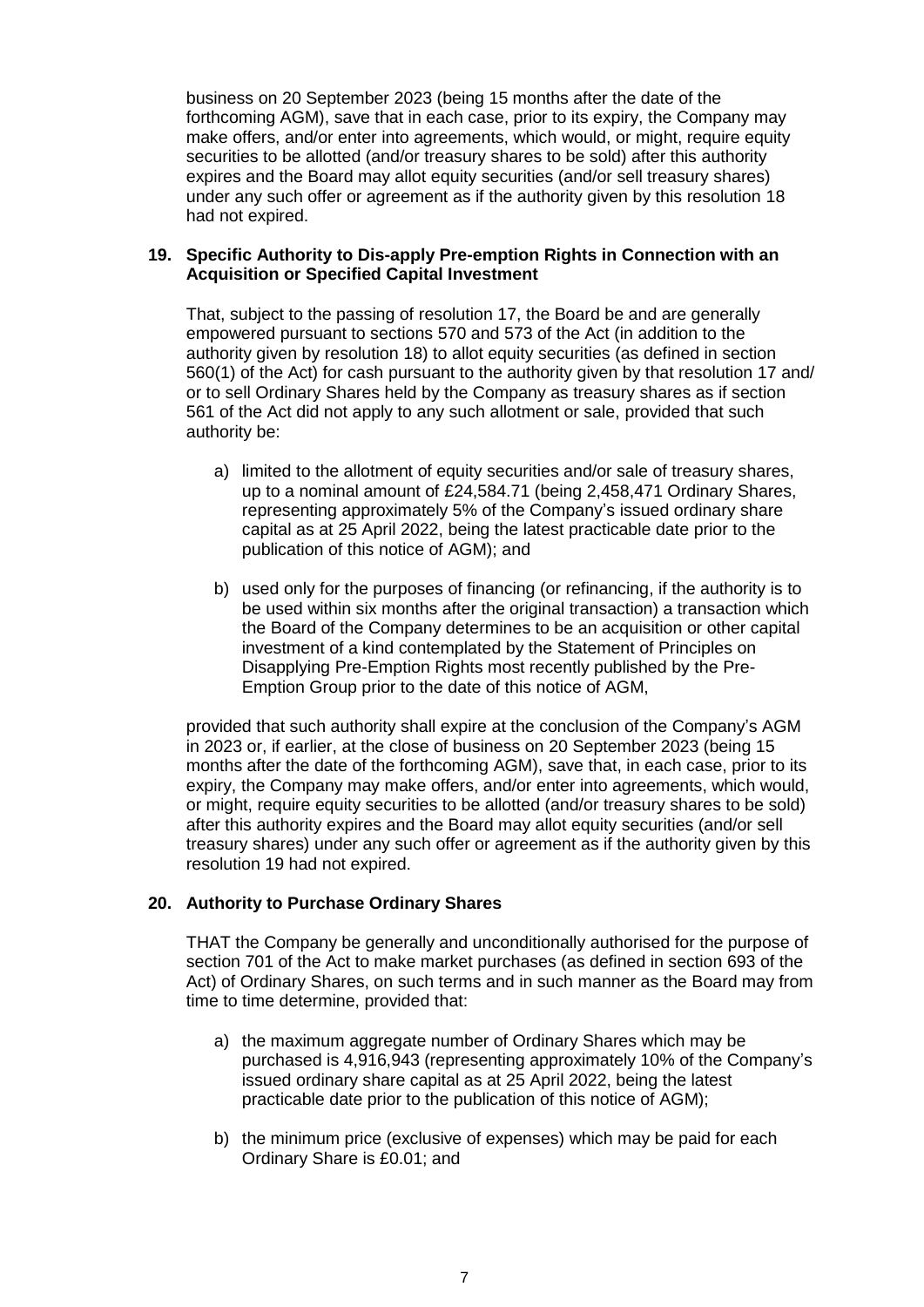business on 20 September 2023 (being 15 months after the date of the forthcoming AGM), save that in each case, prior to its expiry, the Company may make offers, and/or enter into agreements, which would, or might, require equity securities to be allotted (and/or treasury shares to be sold) after this authority expires and the Board may allot equity securities (and/or sell treasury shares) under any such offer or agreement as if the authority given by this resolution 18 had not expired.

### 19. Specific Authority to Dis-apply Pre-emption Rights in Connection with an Acquisition or Specified Capital Investment

That, subject to the passing of resolution 17, the Board be and are generally empowered pursuant to sections 570 and 573 of the Act (in addition to the authority given by resolution 18) to allot equity securities (as defined in section 560(1) of the Act) for cash pursuant to the authority given by that resolution 17 and/ or to sell Ordinary Shares held by the Company as treasury shares as if section 561 of the Act did not apply to any such allotment or sale, provided that such authority be:

a) limited to the allotment of equity securities and/or sale of treasury shares, up to a nominal amount of £24,584.71 (being 2,458,471 Ordinary Shares, representing approximately 5% of the Company's issued ordinary share capital as at 25 April 2022, being the latest practicable date prior to the publication of this notice of AGM); and

b) used only for the purposes of financing (or refinancing, if the authority is to be used within six months after the original transaction) a transaction which the Board of the Company determines to be an acquisition or other capital investment of a kind contemplated by the Statement of Principles on Disapplying Pre-Emption Rights most recently published by the Pre-Emption Group prior to the date of this notice of AGM,

provided that such authority shall expire at the conclusion of the Company's AGM in 2023 or, if earlier, at the close of business on 20 September 2023 (being 15 months after the date of the forthcoming AGM), save that, in each case, prior to its expiry, the Company may make offers, and/or enter into agreements, which would, or might, require equity securities to be allotted (and/or treasury shares to be sold) after this authority expires and the Board may allot equity securities (and/or sell treasury shares) under any such offer or agreement as if the authority given by this resolution 19 had not expired.

### 20. Authority to Purchase Ordinary Shares

THAT the Company be generally and unconditionally authorised for the purpose of section 701 of the Act to make market purchases (as defined in section 693 of the Act) of Ordinary Shares, on such terms and in such manner as the Board may from time to time determine, provided that:

a) the maximum aggregate number of Ordinary Shares which may be purchased is 4,916,943 (representing approximately 10% of the Company's issued ordinary share capital as at 25 April 2022, being the latest practicable date prior to the publication of this notice of AGM);

b) the minimum price (exclusive of expenses) which may be paid for each Ordinary Share is £0.01; and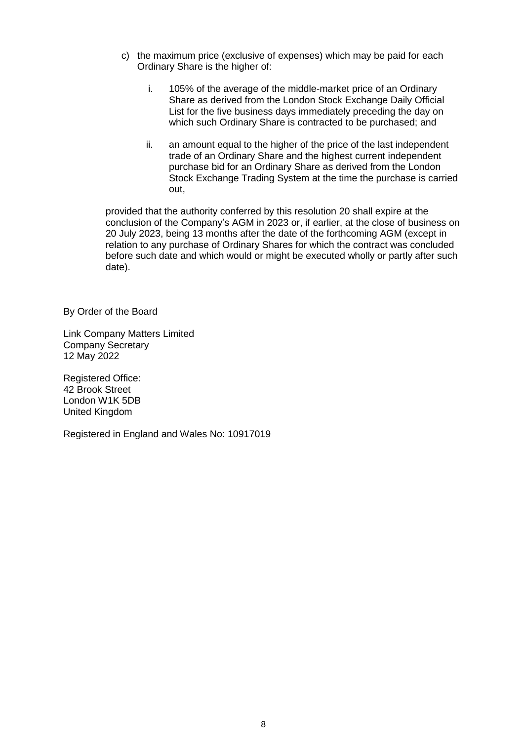c) the maximum price (exclusive of expenses) which may be paid for each Ordinary Share is the higher of:

   i. 105% of the average of the middle-market price of an Ordinary Share as derived from the London Stock Exchange Daily Official List for the five business days immediately preceding the day on which such Ordinary Share is contracted to be purchased; and

   ii. an amount equal to the higher of the price of the last independent trade of an Ordinary Share and the highest current independent purchase bid for an Ordinary Share as derived from the London Stock Exchange Trading System at the time the purchase is carried out,

provided that the authority conferred by this resolution 20 shall expire at the conclusion of the Company's AGM in 2023 or, if earlier, at the close of business on 20 July 2023, being 13 months after the date of the forthcoming AGM (except in relation to any purchase of Ordinary Shares for which the contract was concluded before such date and which would or might be executed wholly or partly after such date).

By Order of the Board

Link Company Matters Limited
Company Secretary
12 May 2022

Registered Office:
42 Brook Street
London W1K 5DB
United Kingdom

Registered in England and Wales No: 10917019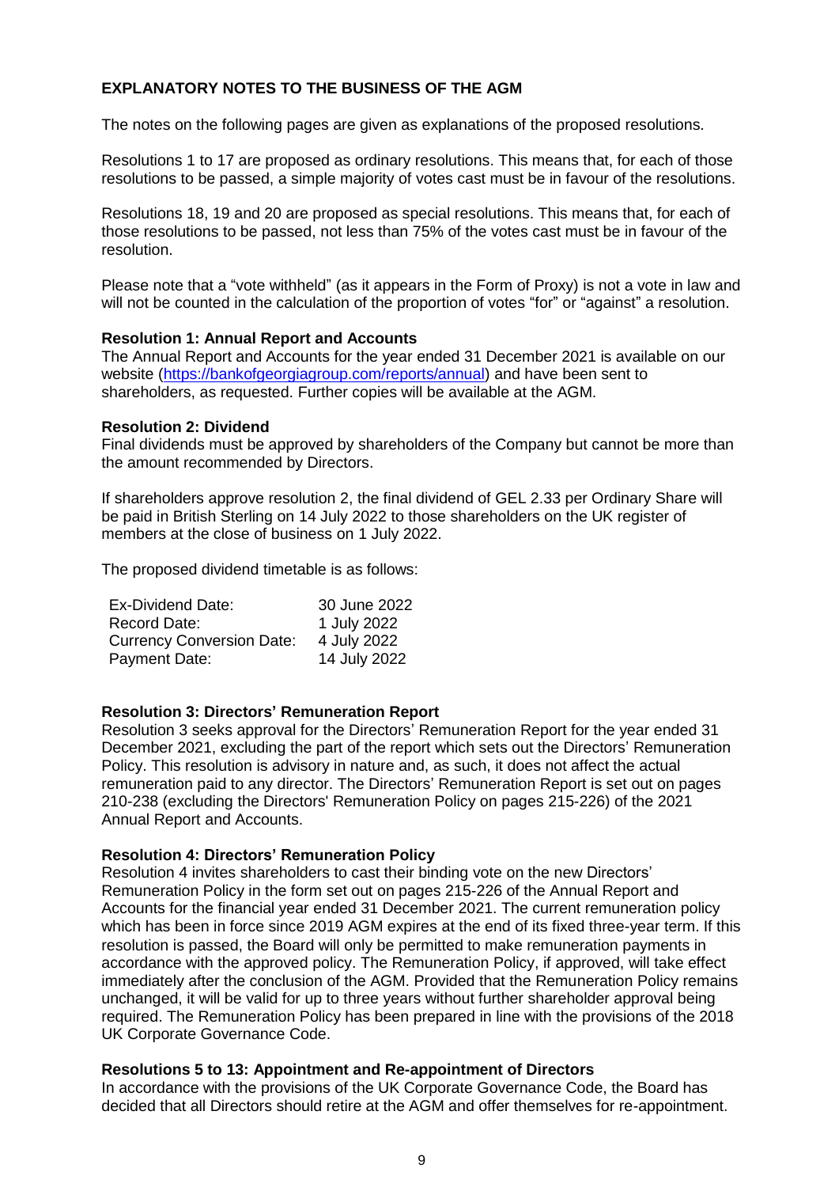## EXPLANATORY NOTES TO THE BUSINESS OF THE AGM

The notes on the following pages are given as explanations of the proposed resolutions.

Resolutions 1 to 17 are proposed as ordinary resolutions. This means that, for each of those resolutions to be passed, a simple majority of votes cast must be in favour of the resolutions.

Resolutions 18, 19 and 20 are proposed as special resolutions. This means that, for each of those resolutions to be passed, not less than 75% of the votes cast must be in favour of the resolution.

Please note that a "vote withheld" (as it appears in the Form of Proxy) is not a vote in law and will not be counted in the calculation of the proportion of votes "for" or "against" a resolution.

**Resolution 1: Annual Report and Accounts**

The Annual Report and Accounts for the year ended 31 December 2021 is available on our website (https://bankofgeorgiagroup.com/reports/annual) and have been sent to shareholders, as requested. Further copies will be available at the AGM.

**Resolution 2: Dividend**

Final dividends must be approved by shareholders of the Company but cannot be more than the amount recommended by Directors.

If shareholders approve resolution 2, the final dividend of GEL 2.33 per Ordinary Share will be paid in British Sterling on 14 July 2022 to those shareholders on the UK register of members at the close of business on 1 July 2022.

The proposed dividend timetable is as follows:

| | |
|---|---|
| Ex-Dividend Date: | 30 June 2022 |
| Record Date: | 1 July 2022 |
| Currency Conversion Date: | 4 July 2022 |
| Payment Date: | 14 July 2022 |

**Resolution 3: Directors' Remuneration Report**

Resolution 3 seeks approval for the Directors' Remuneration Report for the year ended 31 December 2021, excluding the part of the report which sets out the Directors' Remuneration Policy. This resolution is advisory in nature and, as such, it does not affect the actual remuneration paid to any director. The Directors' Remuneration Report is set out on pages 210-238 (excluding the Directors' Remuneration Policy on pages 215-226) of the 2021 Annual Report and Accounts.

**Resolution 4: Directors' Remuneration Policy**

Resolution 4 invites shareholders to cast their binding vote on the new Directors' Remuneration Policy in the form set out on pages 215-226 of the Annual Report and Accounts for the financial year ended 31 December 2021. The current remuneration policy which has been in force since 2019 AGM expires at the end of its fixed three-year term. If this resolution is passed, the Board will only be permitted to make remuneration payments in accordance with the approved policy. The Remuneration Policy, if approved, will take effect immediately after the conclusion of the AGM. Provided that the Remuneration Policy remains unchanged, it will be valid for up to three years without further shareholder approval being required. The Remuneration Policy has been prepared in line with the provisions of the 2018 UK Corporate Governance Code.

**Resolutions 5 to 13: Appointment and Re-appointment of Directors**

In accordance with the provisions of the UK Corporate Governance Code, the Board has decided that all Directors should retire at the AGM and offer themselves for re-appointment.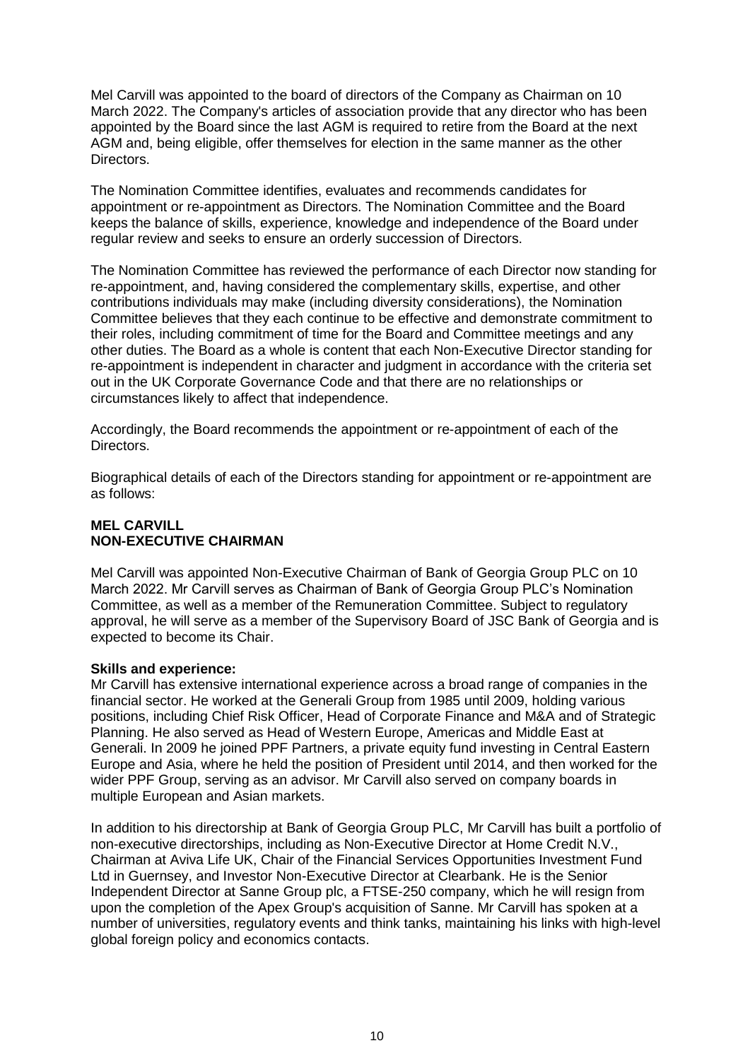Mel Carvill was appointed to the board of directors of the Company as Chairman on 10 March 2022. The Company's articles of association provide that any director who has been appointed by the Board since the last AGM is required to retire from the Board at the next AGM and, being eligible, offer themselves for election in the same manner as the other Directors.

The Nomination Committee identifies, evaluates and recommends candidates for appointment or re-appointment as Directors. The Nomination Committee and the Board keeps the balance of skills, experience, knowledge and independence of the Board under regular review and seeks to ensure an orderly succession of Directors.

The Nomination Committee has reviewed the performance of each Director now standing for re-appointment, and, having considered the complementary skills, expertise, and other contributions individuals may make (including diversity considerations), the Nomination Committee believes that they each continue to be effective and demonstrate commitment to their roles, including commitment of time for the Board and Committee meetings and any other duties. The Board as a whole is content that each Non-Executive Director standing for re-appointment is independent in character and judgment in accordance with the criteria set out in the UK Corporate Governance Code and that there are no relationships or circumstances likely to affect that independence.

Accordingly, the Board recommends the appointment or re-appointment of each of the Directors.

Biographical details of each of the Directors standing for appointment or re-appointment are as follows:

**MEL CARVILL**
**NON-EXECUTIVE CHAIRMAN**

Mel Carvill was appointed Non-Executive Chairman of Bank of Georgia Group PLC on 10 March 2022. Mr Carvill serves as Chairman of Bank of Georgia Group PLC's Nomination Committee, as well as a member of the Remuneration Committee. Subject to regulatory approval, he will serve as a member of the Supervisory Board of JSC Bank of Georgia and is expected to become its Chair.

**Skills and experience:**
Mr Carvill has extensive international experience across a broad range of companies in the financial sector. He worked at the Generali Group from 1985 until 2009, holding various positions, including Chief Risk Officer, Head of Corporate Finance and M&A and of Strategic Planning. He also served as Head of Western Europe, Americas and Middle East at Generali. In 2009 he joined PPF Partners, a private equity fund investing in Central Eastern Europe and Asia, where he held the position of President until 2014, and then worked for the wider PPF Group, serving as an advisor. Mr Carvill also served on company boards in multiple European and Asian markets.

In addition to his directorship at Bank of Georgia Group PLC, Mr Carvill has built a portfolio of non-executive directorships, including as Non-Executive Director at Home Credit N.V., Chairman at Aviva Life UK, Chair of the Financial Services Opportunities Investment Fund Ltd in Guernsey, and Investor Non-Executive Director at Clearbank. He is the Senior Independent Director at Sanne Group plc, a FTSE-250 company, which he will resign from upon the completion of the Apex Group's acquisition of Sanne. Mr Carvill has spoken at a number of universities, regulatory events and think tanks, maintaining his links with high-level global foreign policy and economics contacts.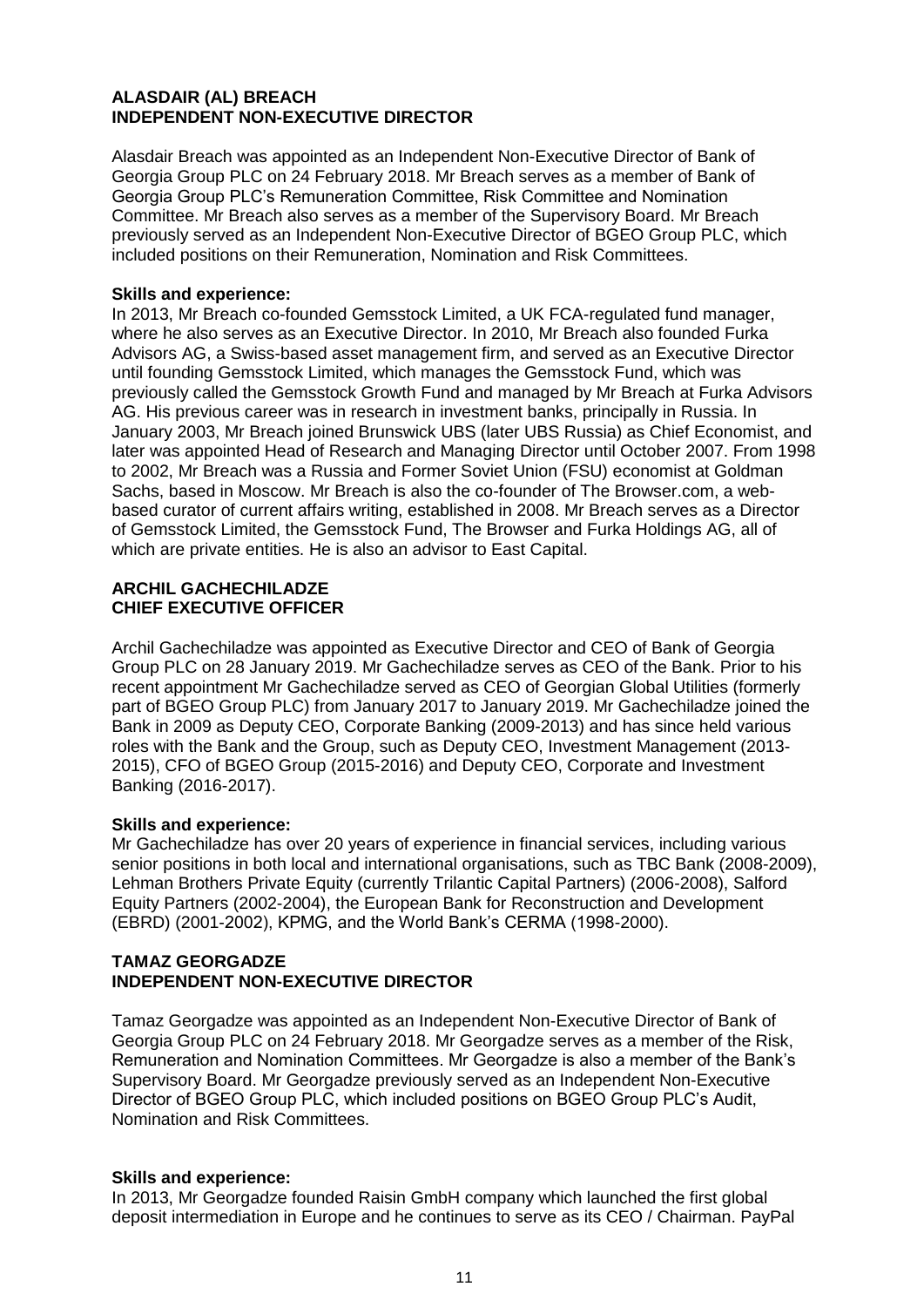**ALASDAIR (AL) BREACH**
**INDEPENDENT NON-EXECUTIVE DIRECTOR**

Alasdair Breach was appointed as an Independent Non-Executive Director of Bank of Georgia Group PLC on 24 February 2018. Mr Breach serves as a member of Bank of Georgia Group PLC's Remuneration Committee, Risk Committee and Nomination Committee. Mr Breach also serves as a member of the Supervisory Board. Mr Breach previously served as an Independent Non-Executive Director of BGEO Group PLC, which included positions on their Remuneration, Nomination and Risk Committees.

**Skills and experience:**
In 2013, Mr Breach co-founded Gemsstock Limited, a UK FCA-regulated fund manager, where he also serves as an Executive Director. In 2010, Mr Breach also founded Furka Advisors AG, a Swiss-based asset management firm, and served as an Executive Director until founding Gemsstock Limited, which manages the Gemsstock Fund, which was previously called the Gemsstock Growth Fund and managed by Mr Breach at Furka Advisors AG. His previous career was in research in investment banks, principally in Russia. In January 2003, Mr Breach joined Brunswick UBS (later UBS Russia) as Chief Economist, and later was appointed Head of Research and Managing Director until October 2007. From 1998 to 2002, Mr Breach was a Russia and Former Soviet Union (FSU) economist at Goldman Sachs, based in Moscow. Mr Breach is also the co-founder of The Browser.com, a web-based curator of current affairs writing, established in 2008. Mr Breach serves as a Director of Gemsstock Limited, the Gemsstock Fund, The Browser and Furka Holdings AG, all of which are private entities. He is also an advisor to East Capital.

**ARCHIL GACHECHILADZE**
**CHIEF EXECUTIVE OFFICER**

Archil Gachechiladze was appointed as Executive Director and CEO of Bank of Georgia Group PLC on 28 January 2019. Mr Gachechiladze serves as CEO of the Bank. Prior to his recent appointment Mr Gachechiladze served as CEO of Georgian Global Utilities (formerly part of BGEO Group PLC) from January 2017 to January 2019. Mr Gachechiladze joined the Bank in 2009 as Deputy CEO, Corporate Banking (2009-2013) and has since held various roles with the Bank and the Group, such as Deputy CEO, Investment Management (2013-2015), CFO of BGEO Group (2015-2016) and Deputy CEO, Corporate and Investment Banking (2016-2017).

**Skills and experience:**
Mr Gachechiladze has over 20 years of experience in financial services, including various senior positions in both local and international organisations, such as TBC Bank (2008-2009), Lehman Brothers Private Equity (currently Trilantic Capital Partners) (2006-2008), Salford Equity Partners (2002-2004), the European Bank for Reconstruction and Development (EBRD) (2001-2002), KPMG, and the World Bank's CERMA (1998-2000).

**TAMAZ GEORGADZE**
**INDEPENDENT NON-EXECUTIVE DIRECTOR**

Tamaz Georgadze was appointed as an Independent Non-Executive Director of Bank of Georgia Group PLC on 24 February 2018. Mr Georgadze serves as a member of the Risk, Remuneration and Nomination Committees. Mr Georgadze is also a member of the Bank's Supervisory Board. Mr Georgadze previously served as an Independent Non-Executive Director of BGEO Group PLC, which included positions on BGEO Group PLC's Audit, Nomination and Risk Committees.

**Skills and experience:**
In 2013, Mr Georgadze founded Raisin GmbH company which launched the first global deposit intermediation in Europe and he continues to serve as its CEO / Chairman. PayPal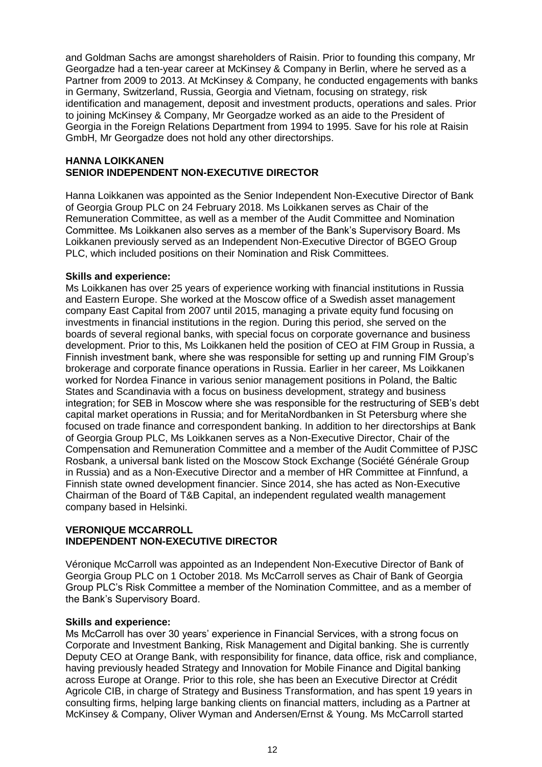and Goldman Sachs are amongst shareholders of Raisin. Prior to founding this company, Mr Georgadze had a ten-year career at McKinsey & Company in Berlin, where he served as a Partner from 2009 to 2013. At McKinsey & Company, he conducted engagements with banks in Germany, Switzerland, Russia, Georgia and Vietnam, focusing on strategy, risk identification and management, deposit and investment products, operations and sales. Prior to joining McKinsey & Company, Mr Georgadze worked as an aide to the President of Georgia in the Foreign Relations Department from 1994 to 1995. Save for his role at Raisin GmbH, Mr Georgadze does not hold any other directorships.

## HANNA LOIKKANEN
## SENIOR INDEPENDENT NON-EXECUTIVE DIRECTOR

Hanna Loikkanen was appointed as the Senior Independent Non-Executive Director of Bank of Georgia Group PLC on 24 February 2018. Ms Loikkanen serves as Chair of the Remuneration Committee, as well as a member of the Audit Committee and Nomination Committee. Ms Loikkanen also serves as a member of the Bank's Supervisory Board. Ms Loikkanen previously served as an Independent Non-Executive Director of BGEO Group PLC, which included positions on their Nomination and Risk Committees.

**Skills and experience:**
Ms Loikkanen has over 25 years of experience working with financial institutions in Russia and Eastern Europe. She worked at the Moscow office of a Swedish asset management company East Capital from 2007 until 2015, managing a private equity fund focusing on investments in financial institutions in the region. During this period, she served on the boards of several regional banks, with special focus on corporate governance and business development. Prior to this, Ms Loikkanen held the position of CEO at FIM Group in Russia, a Finnish investment bank, where she was responsible for setting up and running FIM Group's brokerage and corporate finance operations in Russia. Earlier in her career, Ms Loikkanen worked for Nordea Finance in various senior management positions in Poland, the Baltic States and Scandinavia with a focus on business development, strategy and business integration; for SEB in Moscow where she was responsible for the restructuring of SEB's debt capital market operations in Russia; and for MeritaNordbanken in St Petersburg where she focused on trade finance and correspondent banking. In addition to her directorships at Bank of Georgia Group PLC, Ms Loikkanen serves as a Non-Executive Director, Chair of the Compensation and Remuneration Committee and a member of the Audit Committee of PJSC Rosbank, a universal bank listed on the Moscow Stock Exchange (Société Générale Group in Russia) and as a Non-Executive Director and a member of HR Committee at Finnfund, a Finnish state owned development financier. Since 2014, she has acted as Non-Executive Chairman of the Board of T&B Capital, an independent regulated wealth management company based in Helsinki.

## VERONIQUE MCCARROLL
## INDEPENDENT NON-EXECUTIVE DIRECTOR

Véronique McCarroll was appointed as an Independent Non-Executive Director of Bank of Georgia Group PLC on 1 October 2018. Ms McCarroll serves as Chair of Bank of Georgia Group PLC's Risk Committee a member of the Nomination Committee, and as a member of the Bank's Supervisory Board.

**Skills and experience:**
Ms McCarroll has over 30 years' experience in Financial Services, with a strong focus on Corporate and Investment Banking, Risk Management and Digital banking. She is currently Deputy CEO at Orange Bank, with responsibility for finance, data office, risk and compliance, having previously headed Strategy and Innovation for Mobile Finance and Digital banking across Europe at Orange. Prior to this role, she has been an Executive Director at Crédit Agricole CIB, in charge of Strategy and Business Transformation, and has spent 19 years in consulting firms, helping large banking clients on financial matters, including as a Partner at McKinsey & Company, Oliver Wyman and Andersen/Ernst & Young. Ms McCarroll started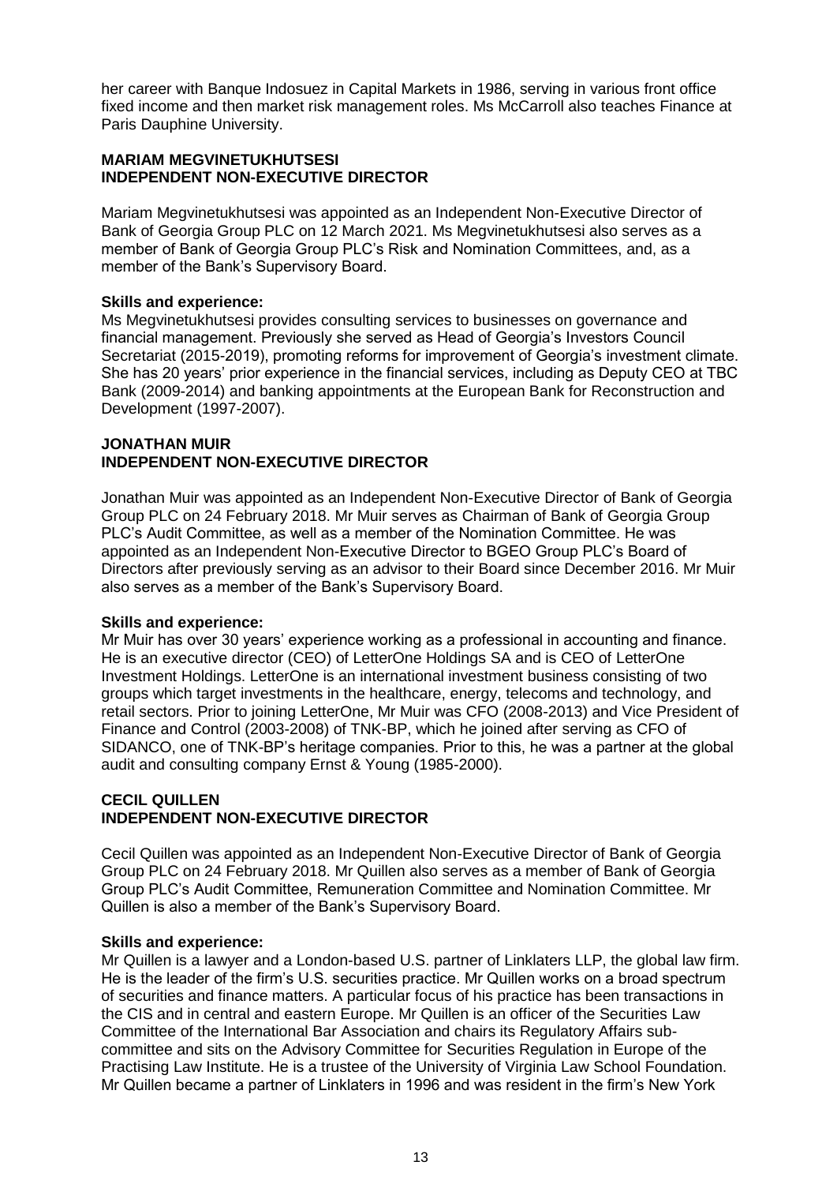her career with Banque Indosuez in Capital Markets in 1986, serving in various front office fixed income and then market risk management roles. Ms McCarroll also teaches Finance at Paris Dauphine University.

## MARIAM MEGVINETUKHUTSESI
## INDEPENDENT NON-EXECUTIVE DIRECTOR

Mariam Megvinetukhutsesi was appointed as an Independent Non-Executive Director of Bank of Georgia Group PLC on 12 March 2021. Ms Megvinetukhutsesi also serves as a member of Bank of Georgia Group PLC's Risk and Nomination Committees, and, as a member of the Bank's Supervisory Board.

**Skills and experience:**
Ms Megvinetukhutsesi provides consulting services to businesses on governance and financial management. Previously she served as Head of Georgia's Investors Council Secretariat (2015-2019), promoting reforms for improvement of Georgia's investment climate. She has 20 years' prior experience in the financial services, including as Deputy CEO at TBC Bank (2009-2014) and banking appointments at the European Bank for Reconstruction and Development (1997-2007).

## JONATHAN MUIR
## INDEPENDENT NON-EXECUTIVE DIRECTOR

Jonathan Muir was appointed as an Independent Non-Executive Director of Bank of Georgia Group PLC on 24 February 2018. Mr Muir serves as Chairman of Bank of Georgia Group PLC's Audit Committee, as well as a member of the Nomination Committee. He was appointed as an Independent Non-Executive Director to BGEO Group PLC's Board of Directors after previously serving as an advisor to their Board since December 2016. Mr Muir also serves as a member of the Bank's Supervisory Board.

**Skills and experience:**
Mr Muir has over 30 years' experience working as a professional in accounting and finance. He is an executive director (CEO) of LetterOne Holdings SA and is CEO of LetterOne Investment Holdings. LetterOne is an international investment business consisting of two groups which target investments in the healthcare, energy, telecoms and technology, and retail sectors. Prior to joining LetterOne, Mr Muir was CFO (2008-2013) and Vice President of Finance and Control (2003-2008) of TNK-BP, which he joined after serving as CFO of SIDANCO, one of TNK-BP's heritage companies. Prior to this, he was a partner at the global audit and consulting company Ernst & Young (1985-2000).

## CECIL QUILLEN
## INDEPENDENT NON-EXECUTIVE DIRECTOR

Cecil Quillen was appointed as an Independent Non-Executive Director of Bank of Georgia Group PLC on 24 February 2018. Mr Quillen also serves as a member of Bank of Georgia Group PLC's Audit Committee, Remuneration Committee and Nomination Committee. Mr Quillen is also a member of the Bank's Supervisory Board.

**Skills and experience:**
Mr Quillen is a lawyer and a London-based U.S. partner of Linklaters LLP, the global law firm. He is the leader of the firm's U.S. securities practice. Mr Quillen works on a broad spectrum of securities and finance matters. A particular focus of his practice has been transactions in the CIS and in central and eastern Europe. Mr Quillen is an officer of the Securities Law Committee of the International Bar Association and chairs its Regulatory Affairs sub-committee and sits on the Advisory Committee for Securities Regulation in Europe of the Practising Law Institute. He is a trustee of the University of Virginia Law School Foundation. Mr Quillen became a partner of Linklaters in 1996 and was resident in the firm's New York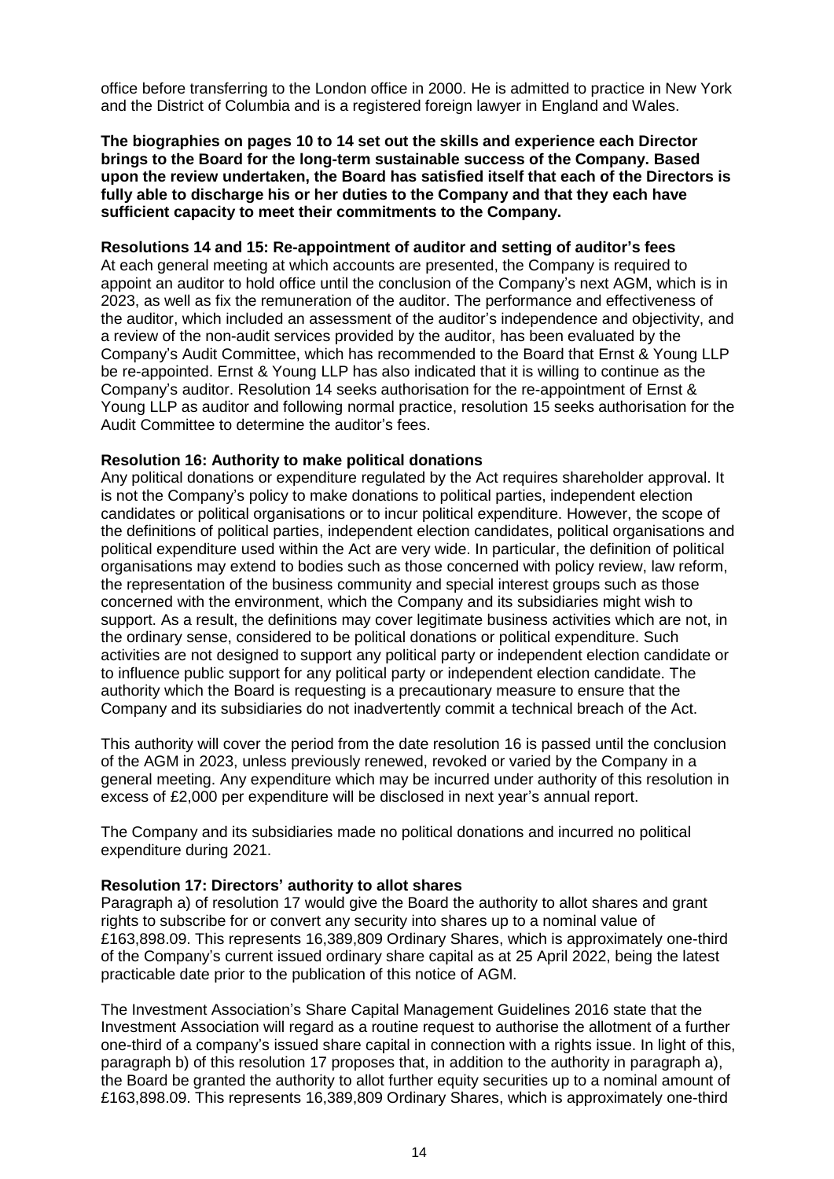office before transferring to the London office in 2000. He is admitted to practice in New York and the District of Columbia and is a registered foreign lawyer in England and Wales.

**The biographies on pages 10 to 14 set out the skills and experience each Director brings to the Board for the long-term sustainable success of the Company. Based upon the review undertaken, the Board has satisfied itself that each of the Directors is fully able to discharge his or her duties to the Company and that they each have sufficient capacity to meet their commitments to the Company.**

**Resolutions 14 and 15: Re-appointment of auditor and setting of auditor's fees**

At each general meeting at which accounts are presented, the Company is required to appoint an auditor to hold office until the conclusion of the Company's next AGM, which is in 2023, as well as fix the remuneration of the auditor. The performance and effectiveness of the auditor, which included an assessment of the auditor's independence and objectivity, and a review of the non-audit services provided by the auditor, has been evaluated by the Company's Audit Committee, which has recommended to the Board that Ernst & Young LLP be re-appointed. Ernst & Young LLP has also indicated that it is willing to continue as the Company's auditor. Resolution 14 seeks authorisation for the re-appointment of Ernst & Young LLP as auditor and following normal practice, resolution 15 seeks authorisation for the Audit Committee to determine the auditor's fees.

**Resolution 16: Authority to make political donations**

Any political donations or expenditure regulated by the Act requires shareholder approval. It is not the Company's policy to make donations to political parties, independent election candidates or political organisations or to incur political expenditure. However, the scope of the definitions of political parties, independent election candidates, political organisations and political expenditure used within the Act are very wide. In particular, the definition of political organisations may extend to bodies such as those concerned with policy review, law reform, the representation of the business community and special interest groups such as those concerned with the environment, which the Company and its subsidiaries might wish to support. As a result, the definitions may cover legitimate business activities which are not, in the ordinary sense, considered to be political donations or political expenditure. Such activities are not designed to support any political party or independent election candidate or to influence public support for any political party or independent election candidate. The authority which the Board is requesting is a precautionary measure to ensure that the Company and its subsidiaries do not inadvertently commit a technical breach of the Act.

This authority will cover the period from the date resolution 16 is passed until the conclusion of the AGM in 2023, unless previously renewed, revoked or varied by the Company in a general meeting. Any expenditure which may be incurred under authority of this resolution in excess of £2,000 per expenditure will be disclosed in next year's annual report.

The Company and its subsidiaries made no political donations and incurred no political expenditure during 2021.

**Resolution 17: Directors' authority to allot shares**

Paragraph a) of resolution 17 would give the Board the authority to allot shares and grant rights to subscribe for or convert any security into shares up to a nominal value of £163,898.09. This represents 16,389,809 Ordinary Shares, which is approximately one-third of the Company's current issued ordinary share capital as at 25 April 2022, being the latest practicable date prior to the publication of this notice of AGM.

The Investment Association's Share Capital Management Guidelines 2016 state that the Investment Association will regard as a routine request to authorise the allotment of a further one-third of a company's issued share capital in connection with a rights issue. In light of this, paragraph b) of this resolution 17 proposes that, in addition to the authority in paragraph a), the Board be granted the authority to allot further equity securities up to a nominal amount of £163,898.09. This represents 16,389,809 Ordinary Shares, which is approximately one-third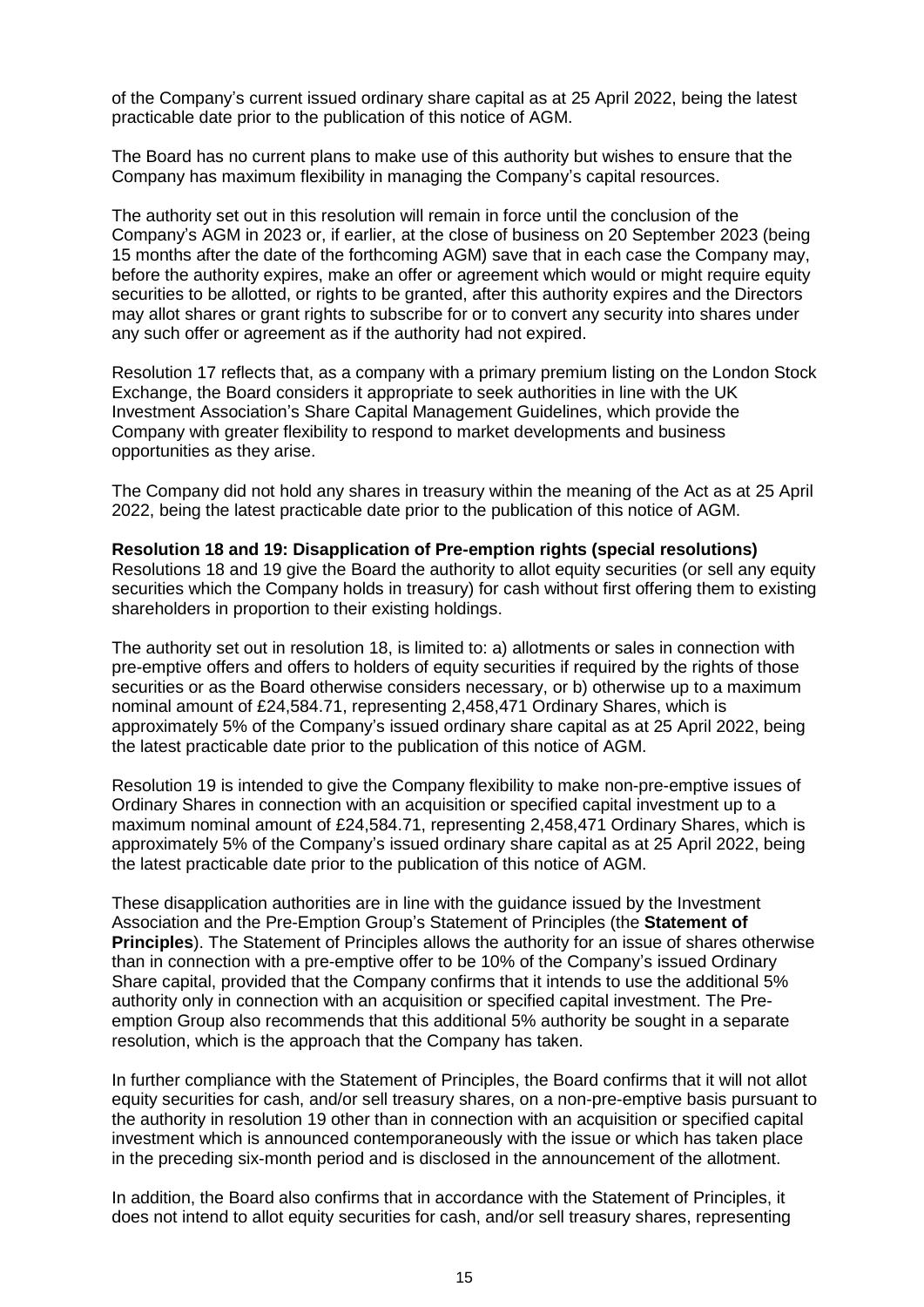of the Company's current issued ordinary share capital as at 25 April 2022, being the latest practicable date prior to the publication of this notice of AGM.

The Board has no current plans to make use of this authority but wishes to ensure that the Company has maximum flexibility in managing the Company's capital resources.

The authority set out in this resolution will remain in force until the conclusion of the Company's AGM in 2023 or, if earlier, at the close of business on 20 September 2023 (being 15 months after the date of the forthcoming AGM) save that in each case the Company may, before the authority expires, make an offer or agreement which would or might require equity securities to be allotted, or rights to be granted, after this authority expires and the Directors may allot shares or grant rights to subscribe for or to convert any security into shares under any such offer or agreement as if the authority had not expired.

Resolution 17 reflects that, as a company with a primary premium listing on the London Stock Exchange, the Board considers it appropriate to seek authorities in line with the UK Investment Association's Share Capital Management Guidelines, which provide the Company with greater flexibility to respond to market developments and business opportunities as they arise.

The Company did not hold any shares in treasury within the meaning of the Act as at 25 April 2022, being the latest practicable date prior to the publication of this notice of AGM.

**Resolution 18 and 19: Disapplication of Pre-emption rights (special resolutions)**
Resolutions 18 and 19 give the Board the authority to allot equity securities (or sell any equity securities which the Company holds in treasury) for cash without first offering them to existing shareholders in proportion to their existing holdings.

The authority set out in resolution 18, is limited to: a) allotments or sales in connection with pre-emptive offers and offers to holders of equity securities if required by the rights of those securities or as the Board otherwise considers necessary, or b) otherwise up to a maximum nominal amount of £24,584.71, representing 2,458,471 Ordinary Shares, which is approximately 5% of the Company's issued ordinary share capital as at 25 April 2022, being the latest practicable date prior to the publication of this notice of AGM.

Resolution 19 is intended to give the Company flexibility to make non-pre-emptive issues of Ordinary Shares in connection with an acquisition or specified capital investment up to a maximum nominal amount of £24,584.71, representing 2,458,471 Ordinary Shares, which is approximately 5% of the Company's issued ordinary share capital as at 25 April 2022, being the latest practicable date prior to the publication of this notice of AGM.

These disapplication authorities are in line with the guidance issued by the Investment Association and the Pre-Emption Group's Statement of Principles (the **Statement of Principles**). The Statement of Principles allows the authority for an issue of shares otherwise than in connection with a pre-emptive offer to be 10% of the Company's issued Ordinary Share capital, provided that the Company confirms that it intends to use the additional 5% authority only in connection with an acquisition or specified capital investment. The Pre-emption Group also recommends that this additional 5% authority be sought in a separate resolution, which is the approach that the Company has taken.

In further compliance with the Statement of Principles, the Board confirms that it will not allot equity securities for cash, and/or sell treasury shares, on a non-pre-emptive basis pursuant to the authority in resolution 19 other than in connection with an acquisition or specified capital investment which is announced contemporaneously with the issue or which has taken place in the preceding six-month period and is disclosed in the announcement of the allotment.

In addition, the Board also confirms that in accordance with the Statement of Principles, it does not intend to allot equity securities for cash, and/or sell treasury shares, representing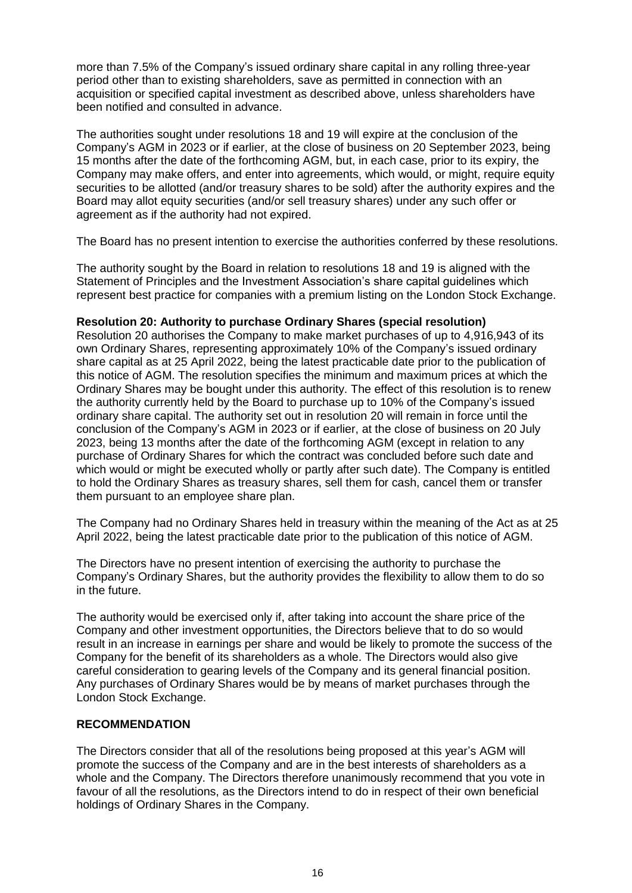more than 7.5% of the Company's issued ordinary share capital in any rolling three-year period other than to existing shareholders, save as permitted in connection with an acquisition or specified capital investment as described above, unless shareholders have been notified and consulted in advance.

The authorities sought under resolutions 18 and 19 will expire at the conclusion of the Company's AGM in 2023 or if earlier, at the close of business on 20 September 2023, being 15 months after the date of the forthcoming AGM, but, in each case, prior to its expiry, the Company may make offers, and enter into agreements, which would, or might, require equity securities to be allotted (and/or treasury shares to be sold) after the authority expires and the Board may allot equity securities (and/or sell treasury shares) under any such offer or agreement as if the authority had not expired.

The Board has no present intention to exercise the authorities conferred by these resolutions.

The authority sought by the Board in relation to resolutions 18 and 19 is aligned with the Statement of Principles and the Investment Association's share capital guidelines which represent best practice for companies with a premium listing on the London Stock Exchange.

**Resolution 20: Authority to purchase Ordinary Shares (special resolution)**

Resolution 20 authorises the Company to make market purchases of up to 4,916,943 of its own Ordinary Shares, representing approximately 10% of the Company's issued ordinary share capital as at 25 April 2022, being the latest practicable date prior to the publication of this notice of AGM. The resolution specifies the minimum and maximum prices at which the Ordinary Shares may be bought under this authority. The effect of this resolution is to renew the authority currently held by the Board to purchase up to 10% of the Company's issued ordinary share capital. The authority set out in resolution 20 will remain in force until the conclusion of the Company's AGM in 2023 or if earlier, at the close of business on 20 July 2023, being 13 months after the date of the forthcoming AGM (except in relation to any purchase of Ordinary Shares for which the contract was concluded before such date and which would or might be executed wholly or partly after such date). The Company is entitled to hold the Ordinary Shares as treasury shares, sell them for cash, cancel them or transfer them pursuant to an employee share plan.

The Company had no Ordinary Shares held in treasury within the meaning of the Act as at 25 April 2022, being the latest practicable date prior to the publication of this notice of AGM.

The Directors have no present intention of exercising the authority to purchase the Company's Ordinary Shares, but the authority provides the flexibility to allow them to do so in the future.

The authority would be exercised only if, after taking into account the share price of the Company and other investment opportunities, the Directors believe that to do so would result in an increase in earnings per share and would be likely to promote the success of the Company for the benefit of its shareholders as a whole. The Directors would also give careful consideration to gearing levels of the Company and its general financial position. Any purchases of Ordinary Shares would be by means of market purchases through the London Stock Exchange.

## RECOMMENDATION

The Directors consider that all of the resolutions being proposed at this year's AGM will promote the success of the Company and are in the best interests of shareholders as a whole and the Company. The Directors therefore unanimously recommend that you vote in favour of all the resolutions, as the Directors intend to do in respect of their own beneficial holdings of Ordinary Shares in the Company.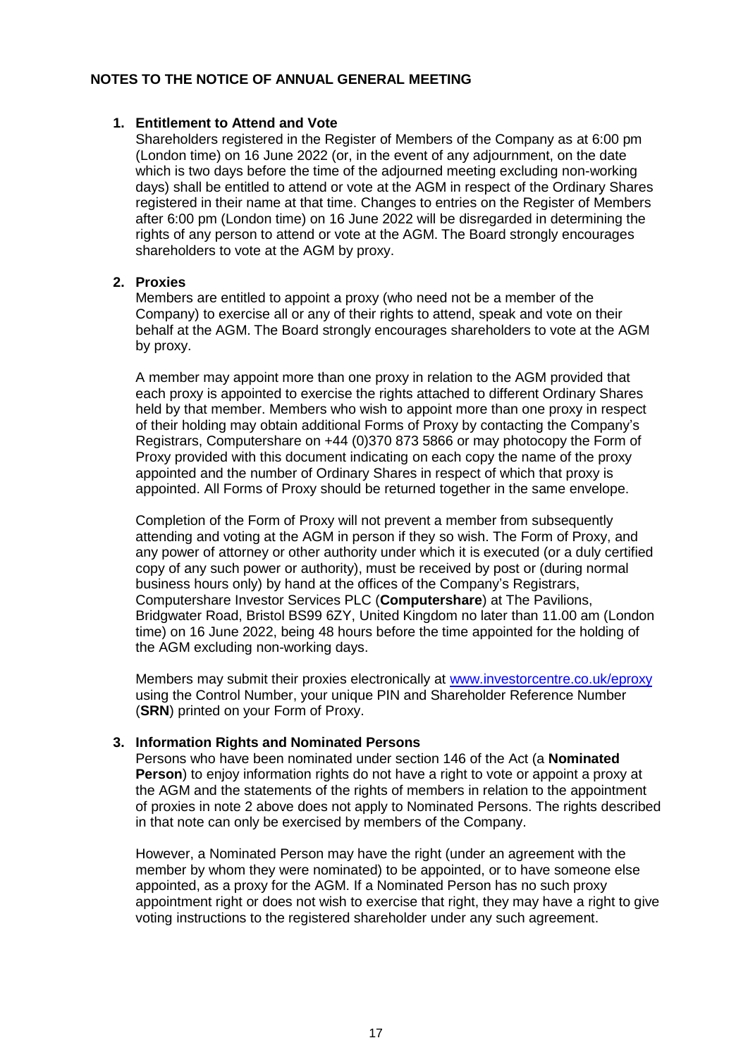## NOTES TO THE NOTICE OF ANNUAL GENERAL MEETING

1. **Entitlement to Attend and Vote**

   Shareholders registered in the Register of Members of the Company as at 6:00 pm (London time) on 16 June 2022 (or, in the event of any adjournment, on the date which is two days before the time of the adjourned meeting excluding non-working days) shall be entitled to attend or vote at the AGM in respect of the Ordinary Shares registered in their name at that time. Changes to entries on the Register of Members after 6:00 pm (London time) on 16 June 2022 will be disregarded in determining the rights of any person to attend or vote at the AGM. The Board strongly encourages shareholders to vote at the AGM by proxy.

2. **Proxies**

   Members are entitled to appoint a proxy (who need not be a member of the Company) to exercise all or any of their rights to attend, speak and vote on their behalf at the AGM. The Board strongly encourages shareholders to vote at the AGM by proxy.

   A member may appoint more than one proxy in relation to the AGM provided that each proxy is appointed to exercise the rights attached to different Ordinary Shares held by that member. Members who wish to appoint more than one proxy in respect of their holding may obtain additional Forms of Proxy by contacting the Company's Registrars, Computershare on +44 (0)370 873 5866 or may photocopy the Form of Proxy provided with this document indicating on each copy the name of the proxy appointed and the number of Ordinary Shares in respect of which that proxy is appointed. All Forms of Proxy should be returned together in the same envelope.

   Completion of the Form of Proxy will not prevent a member from subsequently attending and voting at the AGM in person if they so wish. The Form of Proxy, and any power of attorney or other authority under which it is executed (or a duly certified copy of any such power or authority), must be received by post or (during normal business hours only) by hand at the offices of the Company's Registrars, Computershare Investor Services PLC (**Computershare**) at The Pavilions, Bridgwater Road, Bristol BS99 6ZY, United Kingdom no later than 11.00 am (London time) on 16 June 2022, being 48 hours before the time appointed for the holding of the AGM excluding non-working days.

   Members may submit their proxies electronically at [www.investorcentre.co.uk/eproxy](http://www.investorcentre.co.uk/eproxy) using the Control Number, your unique PIN and Shareholder Reference Number (**SRN**) printed on your Form of Proxy.

3. **Information Rights and Nominated Persons**

   Persons who have been nominated under section 146 of the Act (a **Nominated Person**) to enjoy information rights do not have a right to vote or appoint a proxy at the AGM and the statements of the rights of members in relation to the appointment of proxies in note 2 above does not apply to Nominated Persons. The rights described in that note can only be exercised by members of the Company.

   However, a Nominated Person may have the right (under an agreement with the member by whom they were nominated) to be appointed, or to have someone else appointed, as a proxy for the AGM. If a Nominated Person has no such proxy appointment right or does not wish to exercise that right, they may have a right to give voting instructions to the registered shareholder under any such agreement.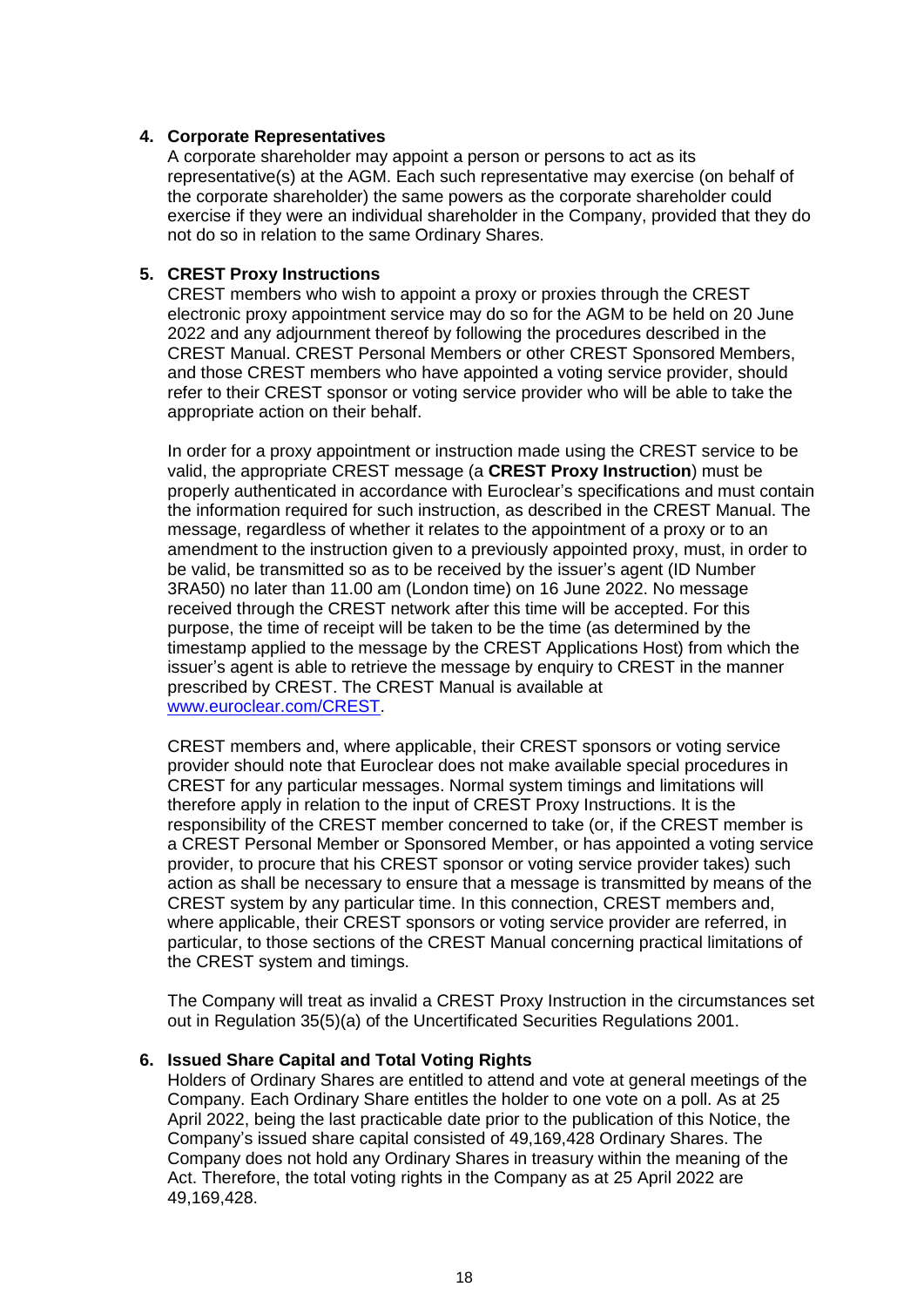**4. Corporate Representatives**

A corporate shareholder may appoint a person or persons to act as its representative(s) at the AGM. Each such representative may exercise (on behalf of the corporate shareholder) the same powers as the corporate shareholder could exercise if they were an individual shareholder in the Company, provided that they do not do so in relation to the same Ordinary Shares.

**5. CREST Proxy Instructions**

CREST members who wish to appoint a proxy or proxies through the CREST electronic proxy appointment service may do so for the AGM to be held on 20 June 2022 and any adjournment thereof by following the procedures described in the CREST Manual. CREST Personal Members or other CREST Sponsored Members, and those CREST members who have appointed a voting service provider, should refer to their CREST sponsor or voting service provider who will be able to take the appropriate action on their behalf.

In order for a proxy appointment or instruction made using the CREST service to be valid, the appropriate CREST message (a **CREST Proxy Instruction**) must be properly authenticated in accordance with Euroclear's specifications and must contain the information required for such instruction, as described in the CREST Manual. The message, regardless of whether it relates to the appointment of a proxy or to an amendment to the instruction given to a previously appointed proxy, must, in order to be valid, be transmitted so as to be received by the issuer's agent (ID Number 3RA50) no later than 11.00 am (London time) on 16 June 2022. No message received through the CREST network after this time will be accepted. For this purpose, the time of receipt will be taken to be the time (as determined by the timestamp applied to the message by the CREST Applications Host) from which the issuer's agent is able to retrieve the message by enquiry to CREST in the manner prescribed by CREST. The CREST Manual is available at [www.euroclear.com/CREST](www.euroclear.com/CREST).

CREST members and, where applicable, their CREST sponsors or voting service provider should note that Euroclear does not make available special procedures in CREST for any particular messages. Normal system timings and limitations will therefore apply in relation to the input of CREST Proxy Instructions. It is the responsibility of the CREST member concerned to take (or, if the CREST member is a CREST Personal Member or Sponsored Member, or has appointed a voting service provider, to procure that his CREST sponsor or voting service provider takes) such action as shall be necessary to ensure that a message is transmitted by means of the CREST system by any particular time. In this connection, CREST members and, where applicable, their CREST sponsors or voting service provider are referred, in particular, to those sections of the CREST Manual concerning practical limitations of the CREST system and timings.

The Company will treat as invalid a CREST Proxy Instruction in the circumstances set out in Regulation 35(5)(a) of the Uncertificated Securities Regulations 2001.

**6. Issued Share Capital and Total Voting Rights**

Holders of Ordinary Shares are entitled to attend and vote at general meetings of the Company. Each Ordinary Share entitles the holder to one vote on a poll. As at 25 April 2022, being the last practicable date prior to the publication of this Notice, the Company's issued share capital consisted of 49,169,428 Ordinary Shares. The Company does not hold any Ordinary Shares in treasury within the meaning of the Act. Therefore, the total voting rights in the Company as at 25 April 2022 are 49,169,428.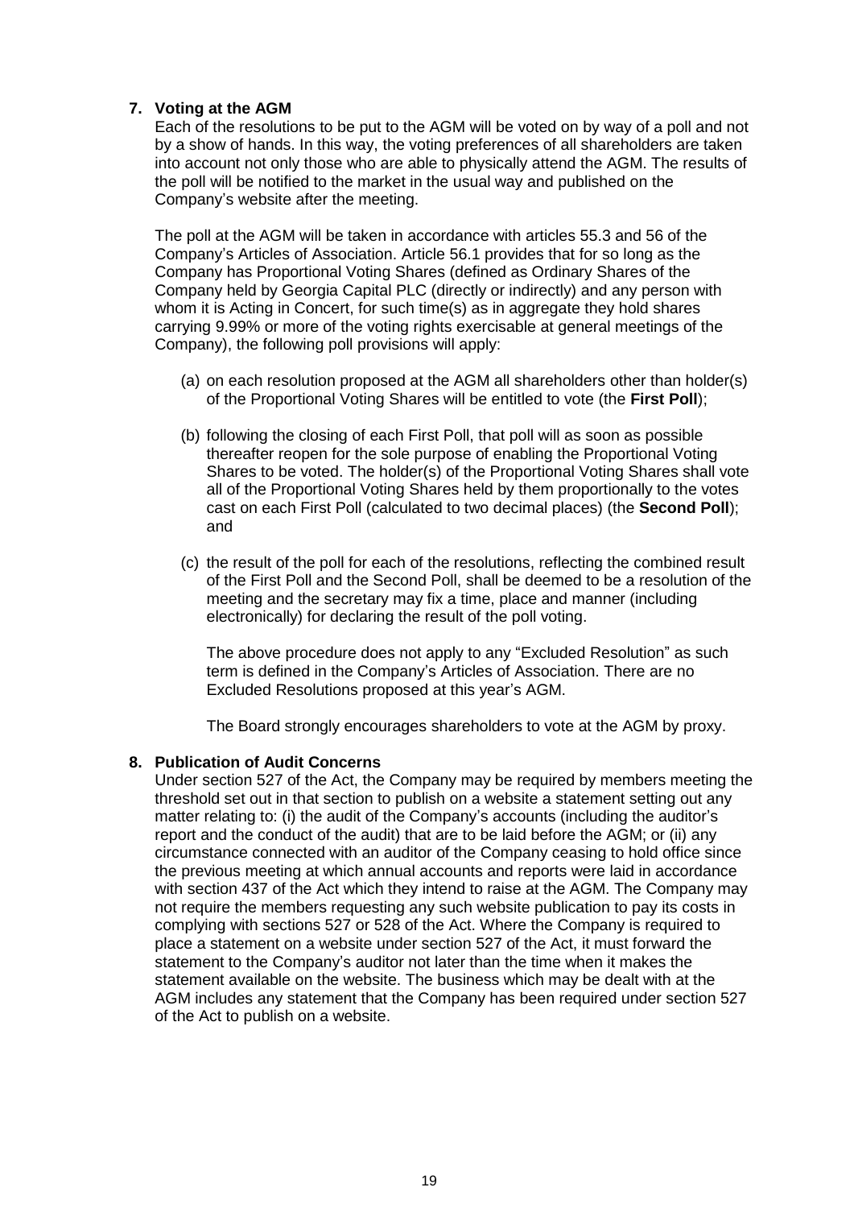## 7. Voting at the AGM

Each of the resolutions to be put to the AGM will be voted on by way of a poll and not by a show of hands. In this way, the voting preferences of all shareholders are taken into account not only those who are able to physically attend the AGM. The results of the poll will be notified to the market in the usual way and published on the Company's website after the meeting.

The poll at the AGM will be taken in accordance with articles 55.3 and 56 of the Company's Articles of Association. Article 56.1 provides that for so long as the Company has Proportional Voting Shares (defined as Ordinary Shares of the Company held by Georgia Capital PLC (directly or indirectly) and any person with whom it is Acting in Concert, for such time(s) as in aggregate they hold shares carrying 9.99% or more of the voting rights exercisable at general meetings of the Company), the following poll provisions will apply:

(a) on each resolution proposed at the AGM all shareholders other than holder(s) of the Proportional Voting Shares will be entitled to vote (the **First Poll**);

(b) following the closing of each First Poll, that poll will as soon as possible thereafter reopen for the sole purpose of enabling the Proportional Voting Shares to be voted. The holder(s) of the Proportional Voting Shares shall vote all of the Proportional Voting Shares held by them proportionally to the votes cast on each First Poll (calculated to two decimal places) (the **Second Poll**); and

(c) the result of the poll for each of the resolutions, reflecting the combined result of the First Poll and the Second Poll, shall be deemed to be a resolution of the meeting and the secretary may fix a time, place and manner (including electronically) for declaring the result of the poll voting.

The above procedure does not apply to any "Excluded Resolution" as such term is defined in the Company's Articles of Association. There are no Excluded Resolutions proposed at this year's AGM.

The Board strongly encourages shareholders to vote at the AGM by proxy.

## 8. Publication of Audit Concerns

Under section 527 of the Act, the Company may be required by members meeting the threshold set out in that section to publish on a website a statement setting out any matter relating to: (i) the audit of the Company's accounts (including the auditor's report and the conduct of the audit) that are to be laid before the AGM; or (ii) any circumstance connected with an auditor of the Company ceasing to hold office since the previous meeting at which annual accounts and reports were laid in accordance with section 437 of the Act which they intend to raise at the AGM. The Company may not require the members requesting any such website publication to pay its costs in complying with sections 527 or 528 of the Act. Where the Company is required to place a statement on a website under section 527 of the Act, it must forward the statement to the Company's auditor not later than the time when it makes the statement available on the website. The business which may be dealt with at the AGM includes any statement that the Company has been required under section 527 of the Act to publish on a website.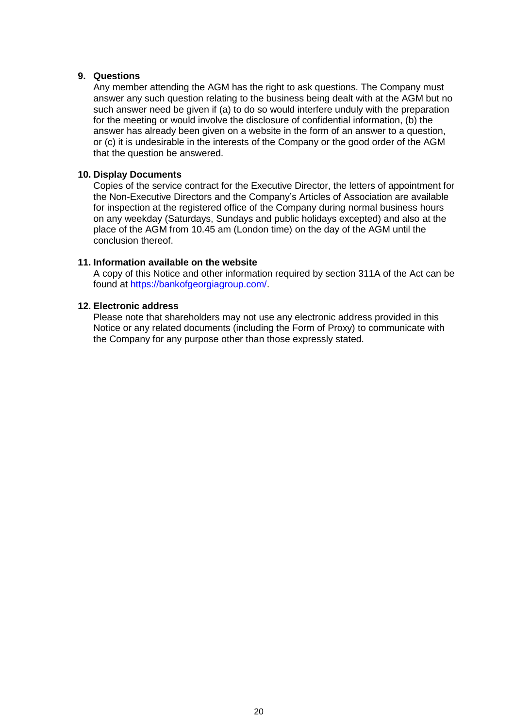**9. Questions**

Any member attending the AGM has the right to ask questions. The Company must answer any such question relating to the business being dealt with at the AGM but no such answer need be given if (a) to do so would interfere unduly with the preparation for the meeting or would involve the disclosure of confidential information, (b) the answer has already been given on a website in the form of an answer to a question, or (c) it is undesirable in the interests of the Company or the good order of the AGM that the question be answered.

**10. Display Documents**

Copies of the service contract for the Executive Director, the letters of appointment for the Non-Executive Directors and the Company's Articles of Association are available for inspection at the registered office of the Company during normal business hours on any weekday (Saturdays, Sundays and public holidays excepted) and also at the place of the AGM from 10.45 am (London time) on the day of the AGM until the conclusion thereof.

**11. Information available on the website**

A copy of this Notice and other information required by section 311A of the Act can be found at [https://bankofgeorgiagroup.com/](https://bankofgeorgiagroup.com/).

**12. Electronic address**

Please note that shareholders may not use any electronic address provided in this Notice or any related documents (including the Form of Proxy) to communicate with the Company for any purpose other than those expressly stated.